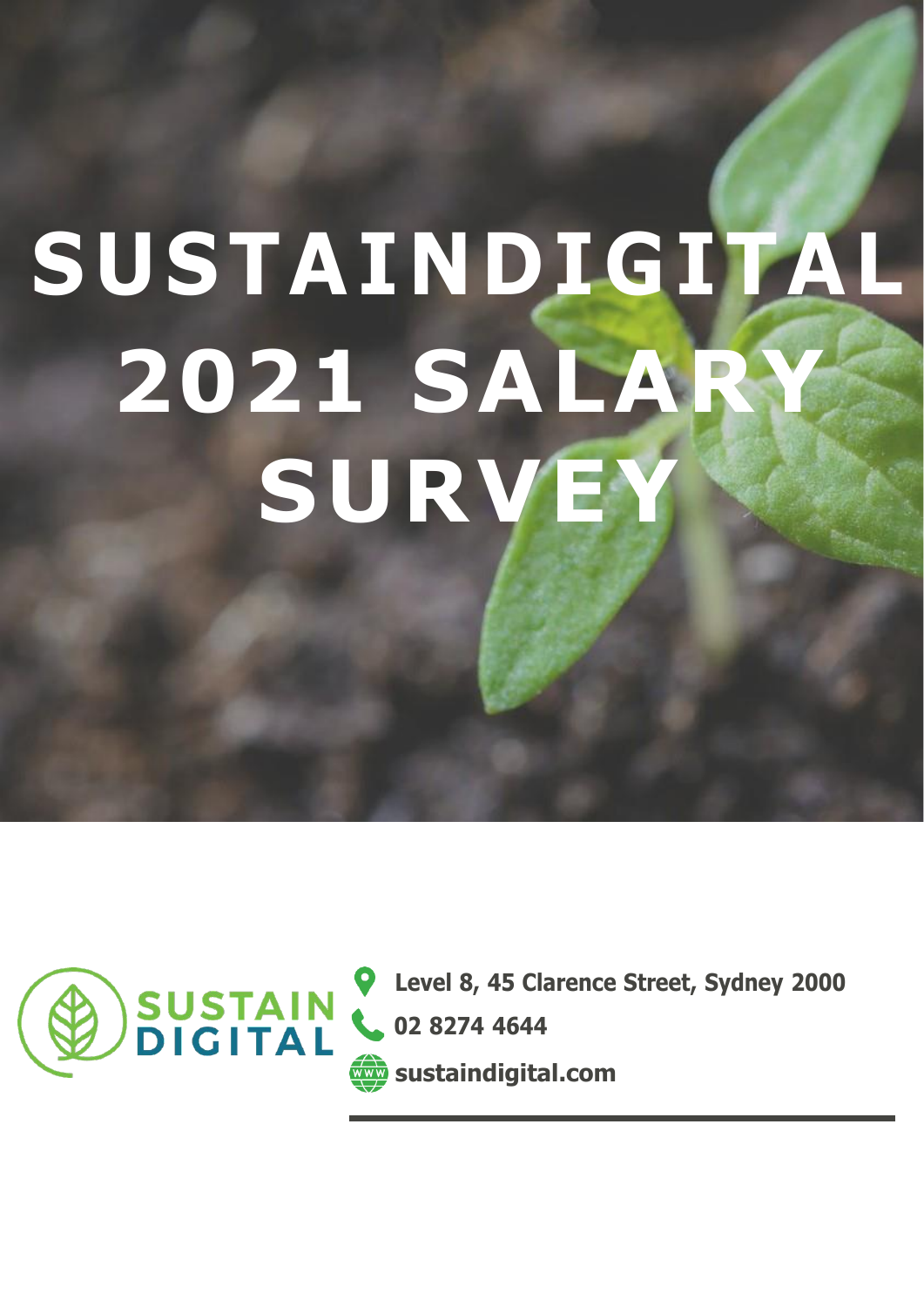# SUSTAINDIGITAL 2021 SALARY SURVEY

SUSTAIN DIGITAL

Level 8, 45 Clarence Street, Sydney 2000

02 8274 4644

sustaindigital.com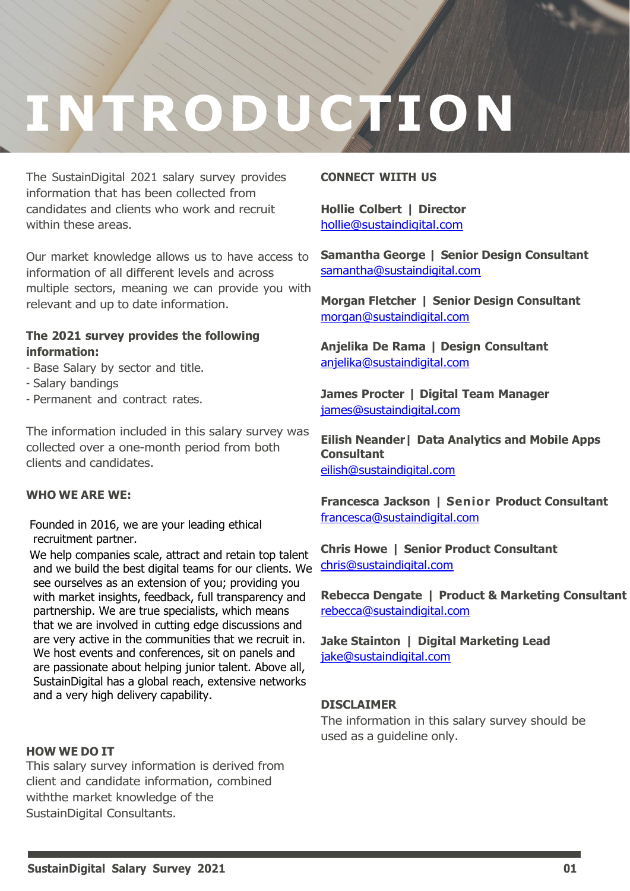# INTRODUCTION

The SustainDigital 2021 salary survey provides information that has been collected from candidates and clients who work and recruit within these areas.

Our market knowledge allows us to have access to information of all different levels and across multiple sectors, meaning we can provide you with relevant and up to date information.

**The 2021 survey provides the following information:**

- Base Salary by sector and title.
- Salary bandings
- Permanent and contract rates.

The information included in this salary survey was collected over a one-month period from both clients and candidates.

**WHO WE ARE WE:**

Founded in 2016, we are your leading ethical recruitment partner.

We help companies scale, attract and retain top talent and we build the best digital teams for our clients. We see ourselves as an extension of you; providing you with market insights, feedback, full transparency and partnership. We are true specialists, which means that we are involved in cutting edge discussions and are very active in the communities that we recruit in. We host events and conferences, sit on panels and are passionate about helping junior talent. Above all, SustainDigital has a global reach, extensive networks and a very high delivery capability.

**HOW WE DO IT**

This salary survey information is derived from client and candidate information, combined withthe market knowledge of the SustainDigital Consultants.

**CONNECT WIITH US**

**Hollie Colbert | Director**
hollie@sustaindigital.com

**Samantha George | Senior Design Consultant**
samantha@sustaindigital.com

**Morgan Fletcher | Senior Design Consultant**
morgan@sustaindigital.com

**Anjelika De Rama | Design Consultant**
anjelika@sustaindigital.com

**James Procter | Digital Team Manager**
james@sustaindigital.com

**Eilish Neander| Data Analytics and Mobile Apps Consultant**
eilish@sustaindigital.com

**Francesca Jackson | Senior Product Consultant**
francesca@sustaindigital.com

**Chris Howe | Senior Product Consultant**
chris@sustaindigital.com

**Rebecca Dengate | Product & Marketing Consultant**
rebecca@sustaindigital.com

**Jake Stainton | Digital Marketing Lead**
jake@sustaindigital.com

**DISCLAIMER**

The information in this salary survey should be used as a guideline only.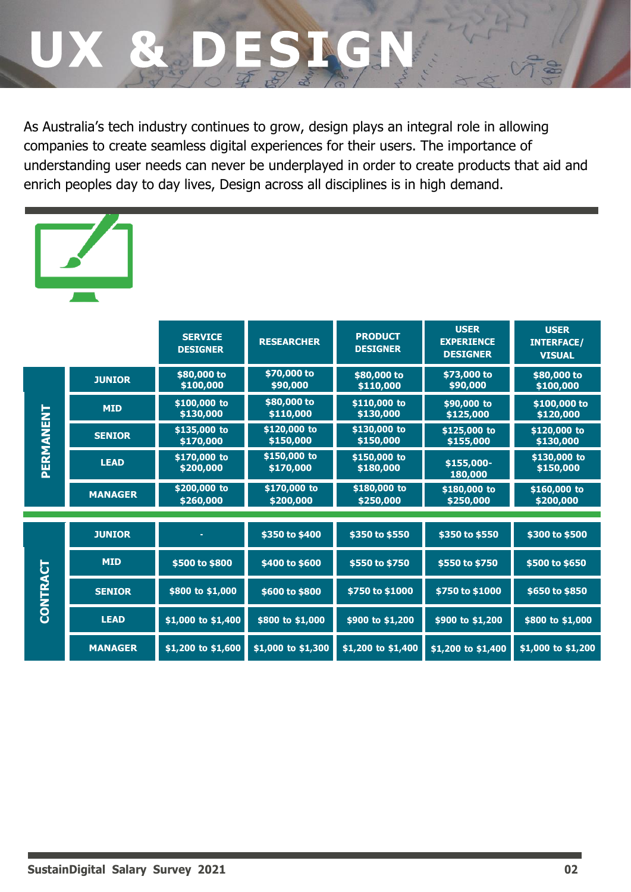# UX & DESIGN

As Australia's tech industry continues to grow, design plays an integral role in allowing companies to create seamless digital experiences for their users. The importance of understanding user needs can never be underplayed in order to create products that aid and enrich peoples day to day lives, Design across all disciplines is in high demand.

| | | SERVICE DESIGNER | RESEARCHER | PRODUCT DESIGNER | USER EXPERIENCE DESIGNER | USER INTERFACE/ VISUAL |
|---|---|---|---|---|---|---|
| PERMANENT | JUNIOR | $80,000 to $100,000 | $70,000 to $90,000 | $80,000 to $110,000 | $73,000 to $90,000 | $80,000 to $100,000 |
| | MID | $100,000 to $130,000 | $80,000 to $110,000 | $110,000 to $130,000 | $90,000 to $125,000 | $100,000 to $120,000 |
| | SENIOR | $135,000 to $170,000 | $120,000 to $150,000 | $130,000 to $150,000 | $125,000 to $155,000 | $120,000 to $130,000 |
| | LEAD | $170,000 to $200,000 | $150,000 to $170,000 | $150,000 to $180,000 | $155,000- 180,000 | $130,000 to $150,000 |
| | MANAGER | $200,000 to $260,000 | $170,000 to $200,000 | $180,000 to $250,000 | $180,000 to $250,000 | $160,000 to $200,000 |
| CONTRACT | JUNIOR | - | $350 to $400 | $350 to $550 | $350 to $550 | $300 to $500 |
| | MID | $500 to $800 | $400 to $600 | $550 to $750 | $550 to $750 | $500 to $650 |
| | SENIOR | $800 to $1,000 | $600 to $800 | $750 to $1000 | $750 to $1000 | $650 to $850 |
| | LEAD | $1,000 to $1,400 | $800 to $1,000 | $900 to $1,200 | $900 to $1,200 | $800 to $1,000 |
| | MANAGER | $1,200 to $1,600 | $1,000 to $1,300 | $1,200 to $1,400 | $1,200 to $1,400 | $1,000 to $1,200 |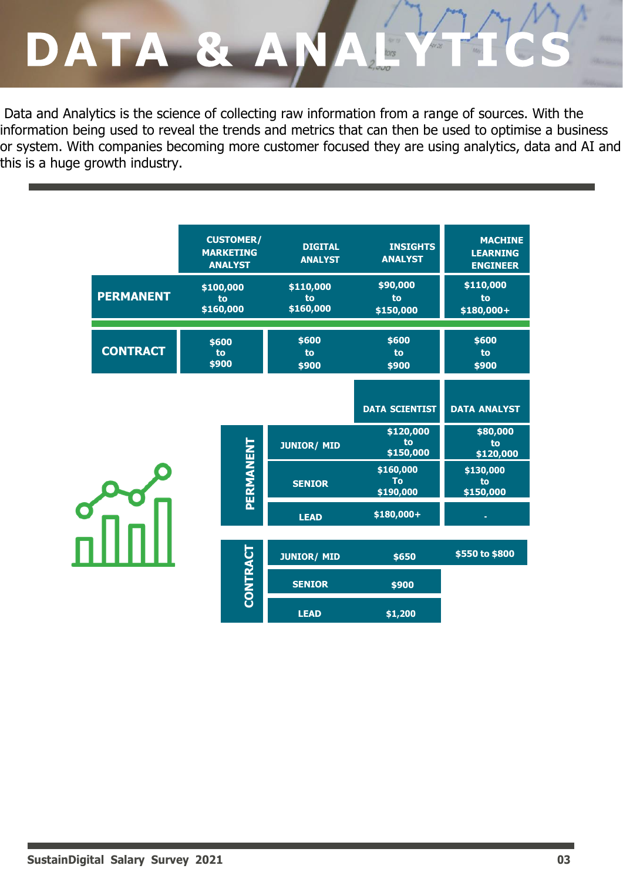# DATA & ANALYTICS

Data and Analytics is the science of collecting raw information from a range of sources. With the information being used to reveal the trends and metrics that can then be used to optimise a business or system. With companies becoming more customer focused they are using analytics, data and AI and this is a huge growth industry.

| | CUSTOMER/ MARKETING ANALYST | DIGITAL ANALYST | INSIGHTS ANALYST | MACHINE LEARNING ENGINEER |
|---|---|---|---|---|
| PERMANENT | $100,000 to $160,000 | $110,000 to $160,000 | $90,000 to $150,000 | $110,000 to $180,000+ |
| CONTRACT | $600 to $900 | $600 to $900 | $600 to $900 | $600 to $900 |

| | | DATA SCIENTIST | DATA ANALYST |
|---|---|---|---|
| PERMANENT | JUNIOR/ MID | $120,000 to $150,000 | $80,000 to $120,000 |
| | SENIOR | $160,000 To $190,000 | $130,000 to $150,000 |
| | LEAD | $180,000+ | - |
| CONTRACT | JUNIOR/ MID | $650 | $550 to $800 |
| | SENIOR | $900 | |
| | LEAD | $1,200 | |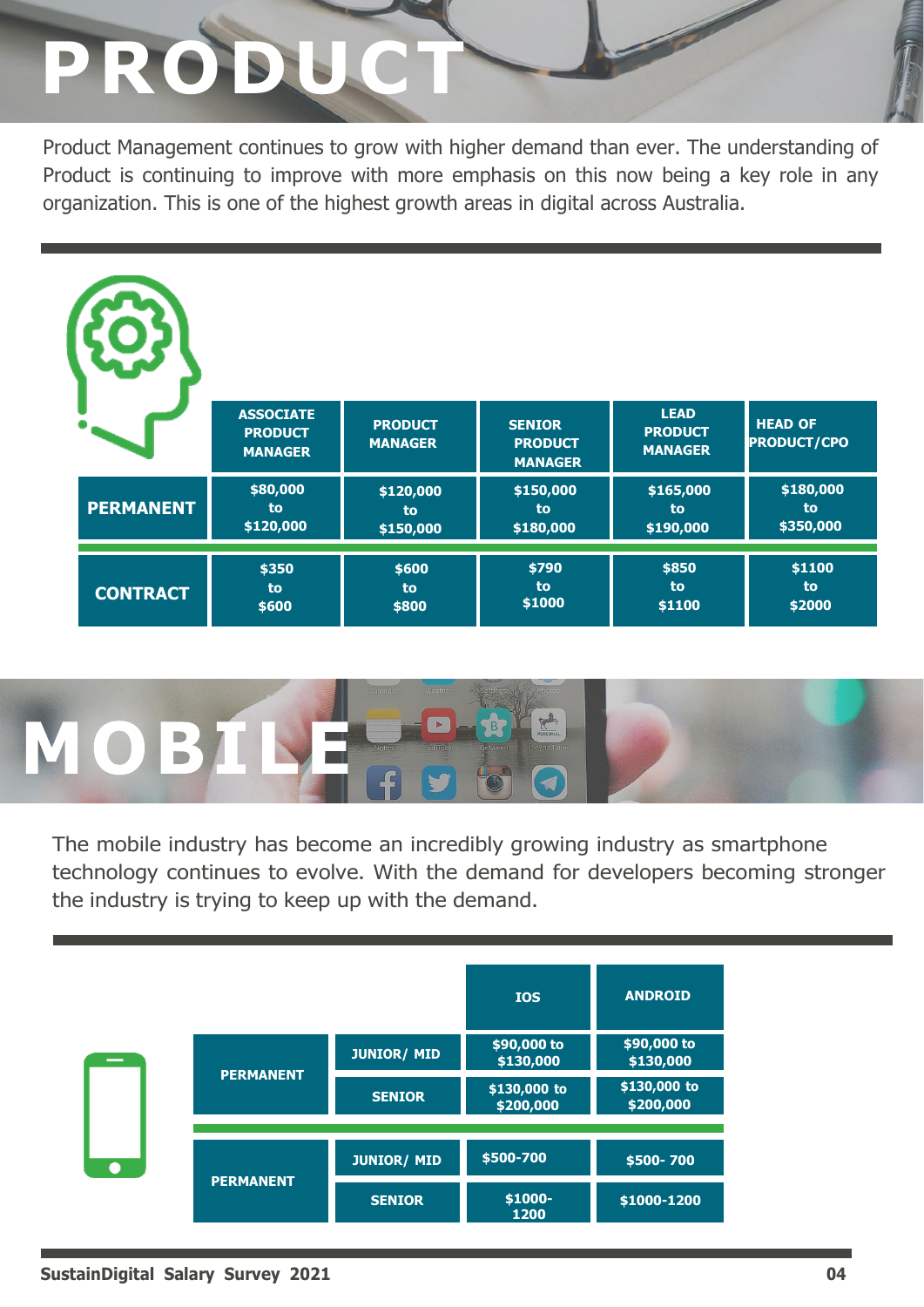# PRODUCT

Product Management continues to grow with higher demand than ever. The understanding of Product is continuing to improve with more emphasis on this now being a key role in any organization. This is one of the highest growth areas in digital across Australia.

| | ASSOCIATE PRODUCT MANAGER | PRODUCT MANAGER | SENIOR PRODUCT MANAGER | LEAD PRODUCT MANAGER | HEAD OF PRODUCT/CPO |
|---|---|---|---|---|---|
| PERMANENT | $80,000 to $120,000 | $120,000 to $150,000 | $150,000 to $180,000 | $165,000 to $190,000 | $180,000 to $350,000 |
| CONTRACT | $350 to $600 | $600 to $800 | $790 to $1000 | $850 to $1100 | $1100 to $2000 |

# MOBILE

The mobile industry has become an incredibly growing industry as smartphone technology continues to evolve. With the demand for developers becoming stronger the industry is trying to keep up with the demand.

| | | IOS | ANDROID |
|---|---|---|---|
| PERMANENT | JUNIOR/ MID | $90,000 to $130,000 | $90,000 to $130,000 |
| | SENIOR | $130,000 to $200,000 | $130,000 to $200,000 |
| PERMANENT | JUNIOR/ MID | $500-700 | $500- 700 |
| | SENIOR | $1000-1200 | $1000-1200 |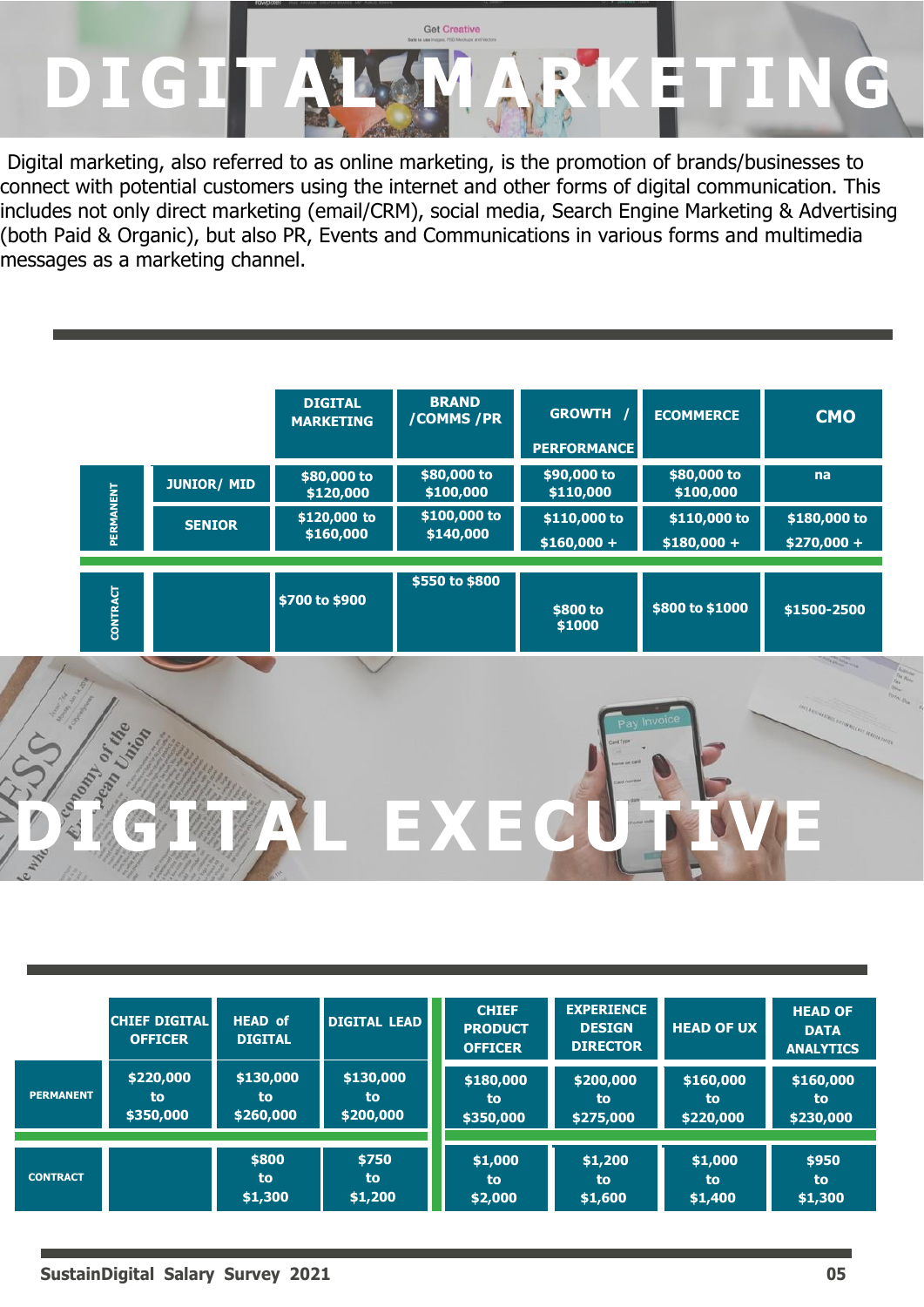# DIGITAL MARKETING

Digital marketing, also referred to as online marketing, is the promotion of brands/businesses to connect with potential customers using the internet and other forms of digital communication. This includes not only direct marketing (email/CRM), social media, Search Engine Marketing & Advertising (both Paid & Organic), but also PR, Events and Communications in various forms and multimedia messages as a marketing channel.

| | | DIGITAL MARKETING | BRAND /COMMS /PR | GROWTH / PERFORMANCE | ECOMMERCE | CMO |
|---|---|---|---|---|---|---|
| PERMANENT | JUNIOR/ MID | $80,000 to $120,000 | $80,000 to $100,000 | $90,000 to $110,000 | $80,000 to $100,000 | na |
| | SENIOR | $120,000 to $160,000 | $100,000 to $140,000 | $110,000 to $160,000 + | $110,000 to $180,000 + | $180,000 to $270,000 + |
| CONTRACT | | $700 to $900 | $550 to $800 | $800 to $1000 | $800 to $1000 | $1500-2500 |

# DIGITAL EXECUTIVE

| | CHIEF DIGITAL OFFICER | HEAD of DIGITAL | DIGITAL LEAD | CHIEF PRODUCT OFFICER | EXPERIENCE DESIGN DIRECTOR | HEAD OF UX | HEAD OF DATA ANALYTICS |
|---|---|---|---|---|---|---|---|
| PERMANENT | $220,000 to $350,000 | $130,000 to $260,000 | $130,000 to $200,000 | $180,000 to $350,000 | $200,000 to $275,000 | $160,000 to $220,000 | $160,000 to $230,000 |
| CONTRACT | | $800 to $1,300 | $750 to $1,200 | $1,000 to $2,000 | $1,200 to $1,600 | $1,000 to $1,400 | $950 to $1,300 |